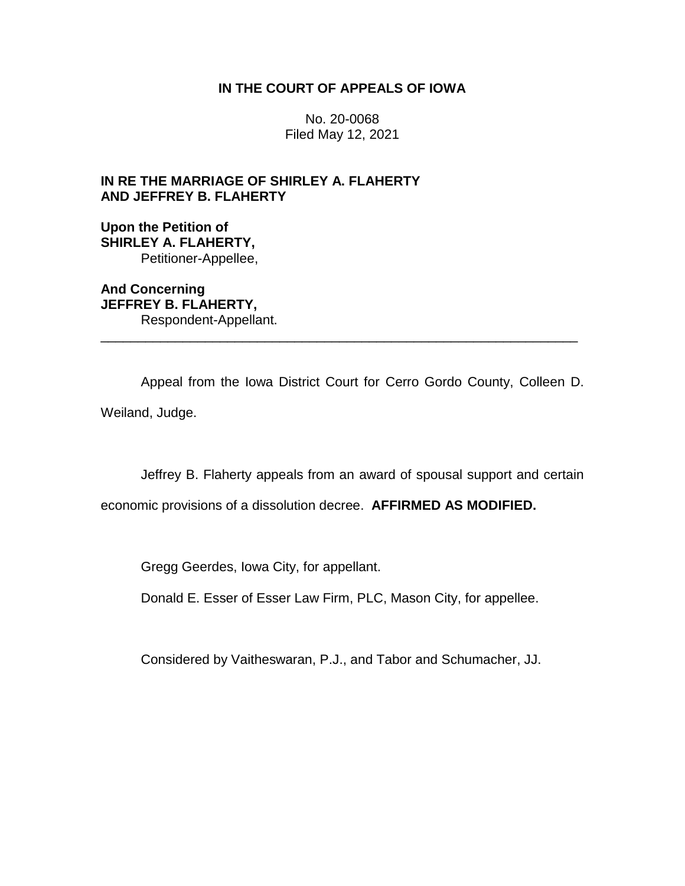**IN THE COURT OF APPEALS OF IOWA**

No. 20-0068
Filed May 12, 2021

**IN RE THE MARRIAGE OF SHIRLEY A. FLAHERTY AND JEFFREY B. FLAHERTY**

**Upon the Petition of**
**SHIRLEY A. FLAHERTY,**
Petitioner-Appellee,

**And Concerning**
**JEFFREY B. FLAHERTY,**
Respondent-Appellant.

---

Appeal from the Iowa District Court for Cerro Gordo County, Colleen D. Weiland, Judge.

Jeffrey B. Flaherty appeals from an award of spousal support and certain economic provisions of a dissolution decree. **AFFIRMED AS MODIFIED.**

Gregg Geerdes, Iowa City, for appellant.

Donald E. Esser of Esser Law Firm, PLC, Mason City, for appellee.

Considered by Vaitheswaran, P.J., and Tabor and Schumacher, JJ.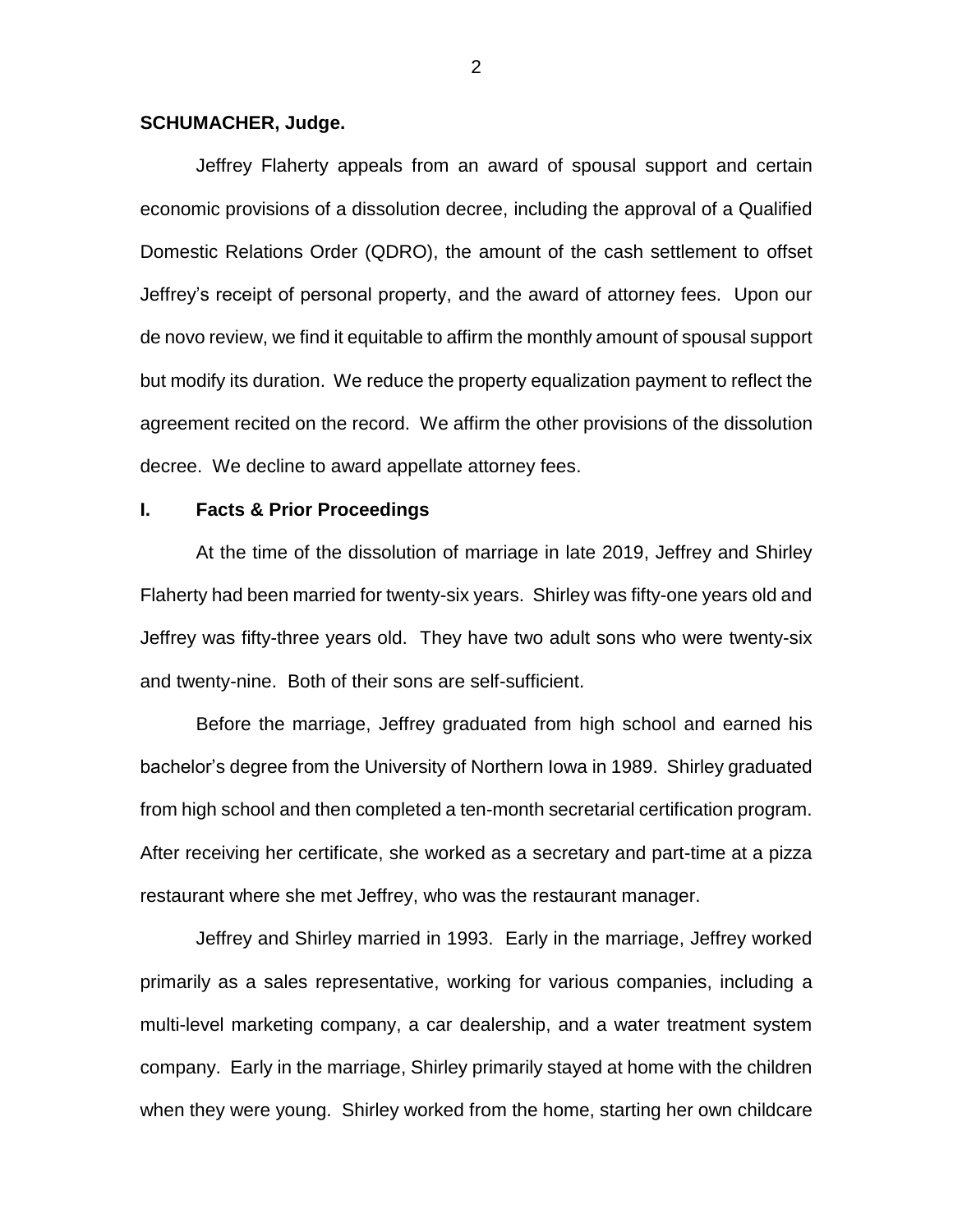**SCHUMACHER, Judge.**

Jeffrey Flaherty appeals from an award of spousal support and certain economic provisions of a dissolution decree, including the approval of a Qualified Domestic Relations Order (QDRO), the amount of the cash settlement to offset Jeffrey's receipt of personal property, and the award of attorney fees. Upon our de novo review, we find it equitable to affirm the monthly amount of spousal support but modify its duration. We reduce the property equalization payment to reflect the agreement recited on the record. We affirm the other provisions of the dissolution decree. We decline to award appellate attorney fees.

## I. Facts & Prior Proceedings

At the time of the dissolution of marriage in late 2019, Jeffrey and Shirley Flaherty had been married for twenty-six years. Shirley was fifty-one years old and Jeffrey was fifty-three years old. They have two adult sons who were twenty-six and twenty-nine. Both of their sons are self-sufficient.

Before the marriage, Jeffrey graduated from high school and earned his bachelor's degree from the University of Northern Iowa in 1989. Shirley graduated from high school and then completed a ten-month secretarial certification program. After receiving her certificate, she worked as a secretary and part-time at a pizza restaurant where she met Jeffrey, who was the restaurant manager.

Jeffrey and Shirley married in 1993. Early in the marriage, Jeffrey worked primarily as a sales representative, working for various companies, including a multi-level marketing company, a car dealership, and a water treatment system company. Early in the marriage, Shirley primarily stayed at home with the children when they were young. Shirley worked from the home, starting her own childcare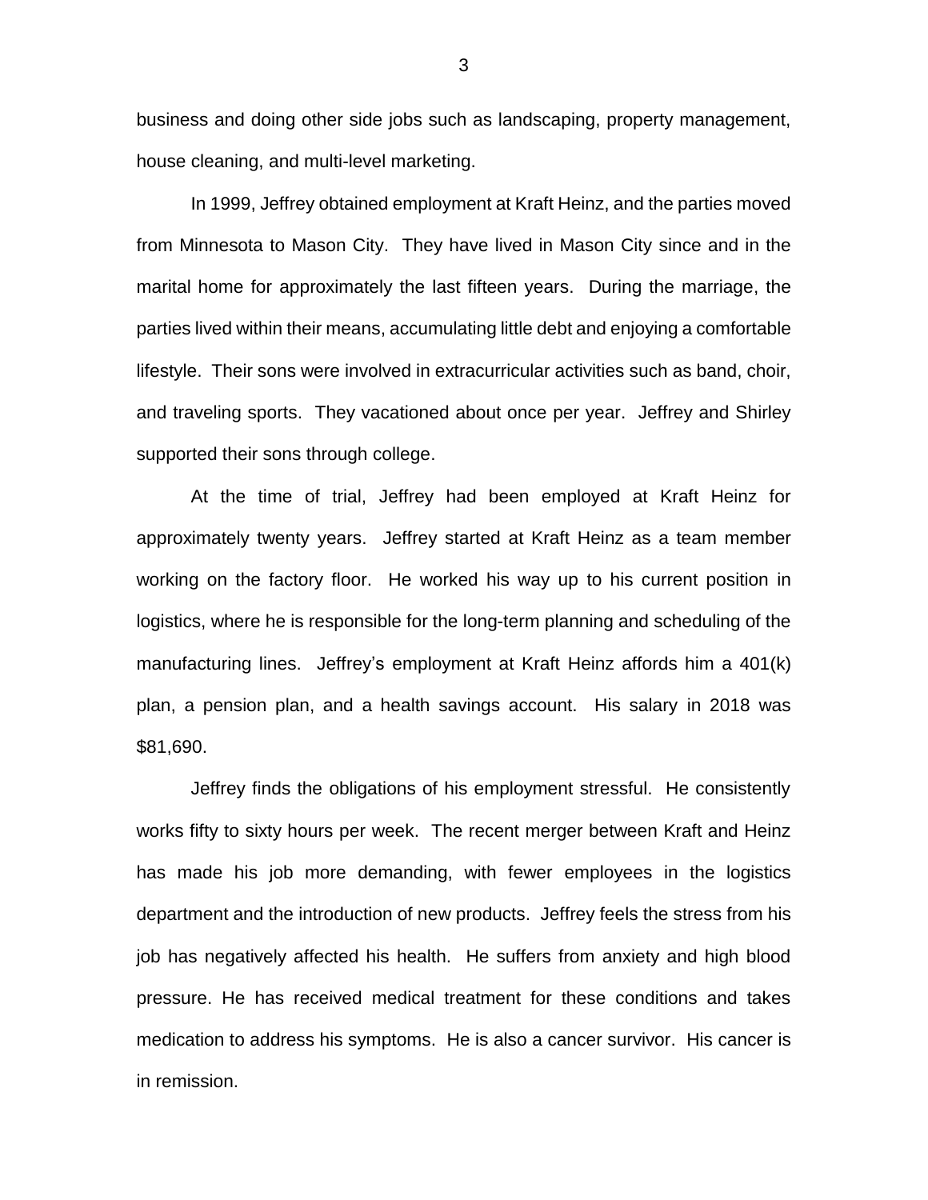business and doing other side jobs such as landscaping, property management, house cleaning, and multi-level marketing.

In 1999, Jeffrey obtained employment at Kraft Heinz, and the parties moved from Minnesota to Mason City. They have lived in Mason City since and in the marital home for approximately the last fifteen years. During the marriage, the parties lived within their means, accumulating little debt and enjoying a comfortable lifestyle. Their sons were involved in extracurricular activities such as band, choir, and traveling sports. They vacationed about once per year. Jeffrey and Shirley supported their sons through college.

At the time of trial, Jeffrey had been employed at Kraft Heinz for approximately twenty years. Jeffrey started at Kraft Heinz as a team member working on the factory floor. He worked his way up to his current position in logistics, where he is responsible for the long-term planning and scheduling of the manufacturing lines. Jeffrey's employment at Kraft Heinz affords him a 401(k) plan, a pension plan, and a health savings account. His salary in 2018 was $81,690.

Jeffrey finds the obligations of his employment stressful. He consistently works fifty to sixty hours per week. The recent merger between Kraft and Heinz has made his job more demanding, with fewer employees in the logistics department and the introduction of new products. Jeffrey feels the stress from his job has negatively affected his health. He suffers from anxiety and high blood pressure. He has received medical treatment for these conditions and takes medication to address his symptoms. He is also a cancer survivor. His cancer is in remission.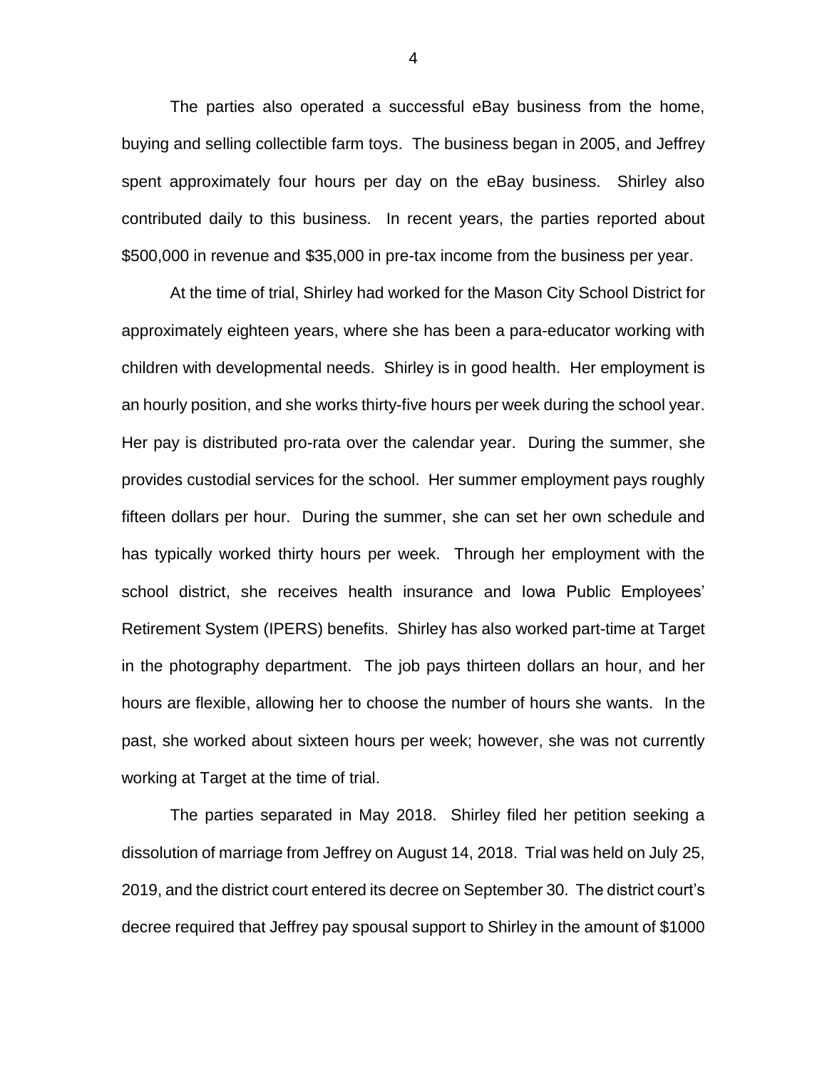The parties also operated a successful eBay business from the home, buying and selling collectible farm toys. The business began in 2005, and Jeffrey spent approximately four hours per day on the eBay business. Shirley also contributed daily to this business. In recent years, the parties reported about $500,000 in revenue and $35,000 in pre-tax income from the business per year.

At the time of trial, Shirley had worked for the Mason City School District for approximately eighteen years, where she has been a para-educator working with children with developmental needs. Shirley is in good health. Her employment is an hourly position, and she works thirty-five hours per week during the school year. Her pay is distributed pro-rata over the calendar year. During the summer, she provides custodial services for the school. Her summer employment pays roughly fifteen dollars per hour. During the summer, she can set her own schedule and has typically worked thirty hours per week. Through her employment with the school district, she receives health insurance and Iowa Public Employees' Retirement System (IPERS) benefits. Shirley has also worked part-time at Target in the photography department. The job pays thirteen dollars an hour, and her hours are flexible, allowing her to choose the number of hours she wants. In the past, she worked about sixteen hours per week; however, she was not currently working at Target at the time of trial.

The parties separated in May 2018. Shirley filed her petition seeking a dissolution of marriage from Jeffrey on August 14, 2018. Trial was held on July 25, 2019, and the district court entered its decree on September 30. The district court's decree required that Jeffrey pay spousal support to Shirley in the amount of $1000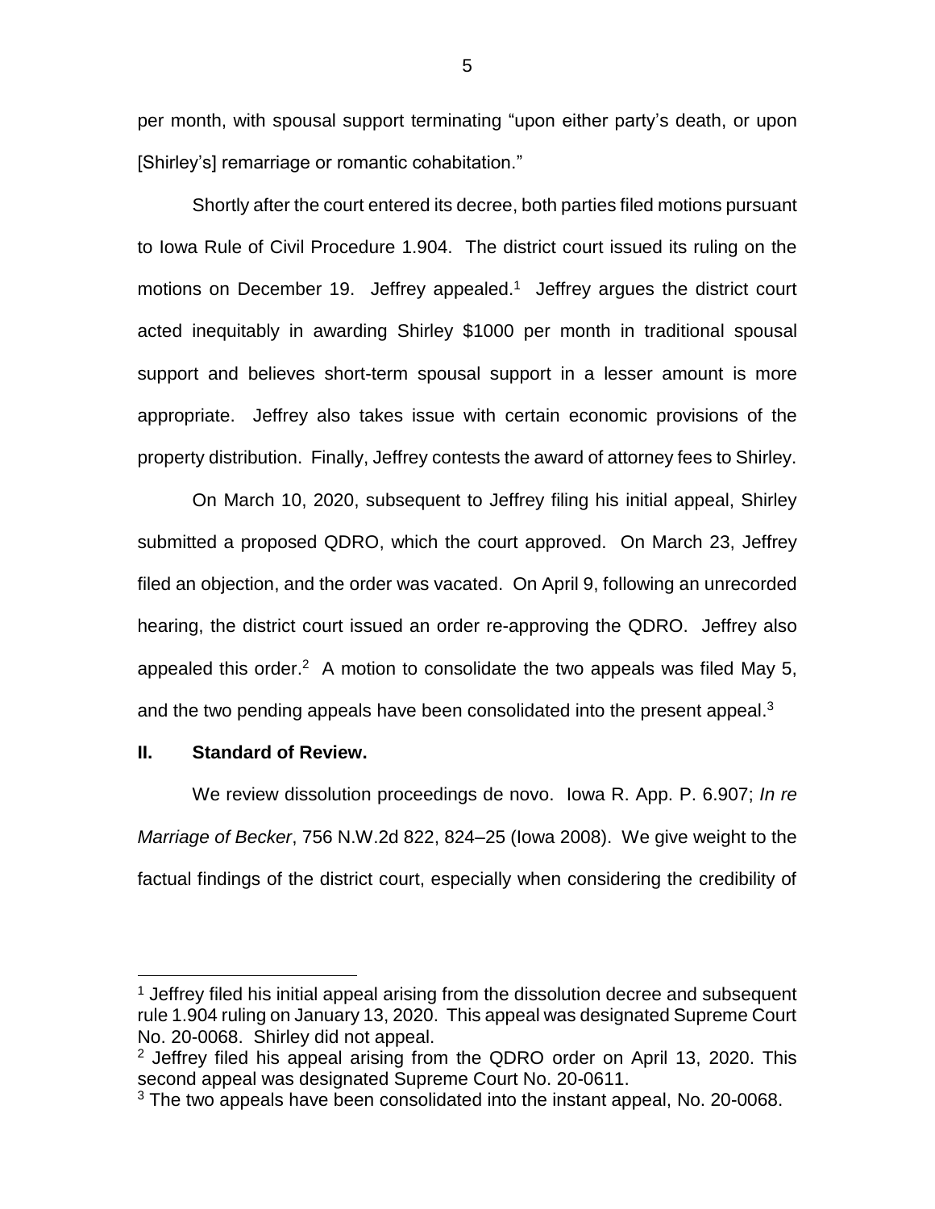per month, with spousal support terminating "upon either party's death, or upon [Shirley's] remarriage or romantic cohabitation."

Shortly after the court entered its decree, both parties filed motions pursuant to Iowa Rule of Civil Procedure 1.904. The district court issued its ruling on the motions on December 19. Jeffrey appealed.[1] Jeffrey argues the district court acted inequitably in awarding Shirley $1000 per month in traditional spousal support and believes short-term spousal support in a lesser amount is more appropriate. Jeffrey also takes issue with certain economic provisions of the property distribution. Finally, Jeffrey contests the award of attorney fees to Shirley.

On March 10, 2020, subsequent to Jeffrey filing his initial appeal, Shirley submitted a proposed QDRO, which the court approved. On March 23, Jeffrey filed an objection, and the order was vacated. On April 9, following an unrecorded hearing, the district court issued an order re-approving the QDRO. Jeffrey also appealed this order.[2] A motion to consolidate the two appeals was filed May 5, and the two pending appeals have been consolidated into the present appeal.[3]

## II. Standard of Review.

We review dissolution proceedings de novo. Iowa R. App. P. 6.907; *In re Marriage of Becker*, 756 N.W.2d 822, 824–25 (Iowa 2008). We give weight to the factual findings of the district court, especially when considering the credibility of

---

[1] Jeffrey filed his initial appeal arising from the dissolution decree and subsequent rule 1.904 ruling on January 13, 2020. This appeal was designated Supreme Court No. 20-0068. Shirley did not appeal.

[2] Jeffrey filed his appeal arising from the QDRO order on April 13, 2020. This second appeal was designated Supreme Court No. 20-0611.

[3] The two appeals have been consolidated into the instant appeal, No. 20-0068.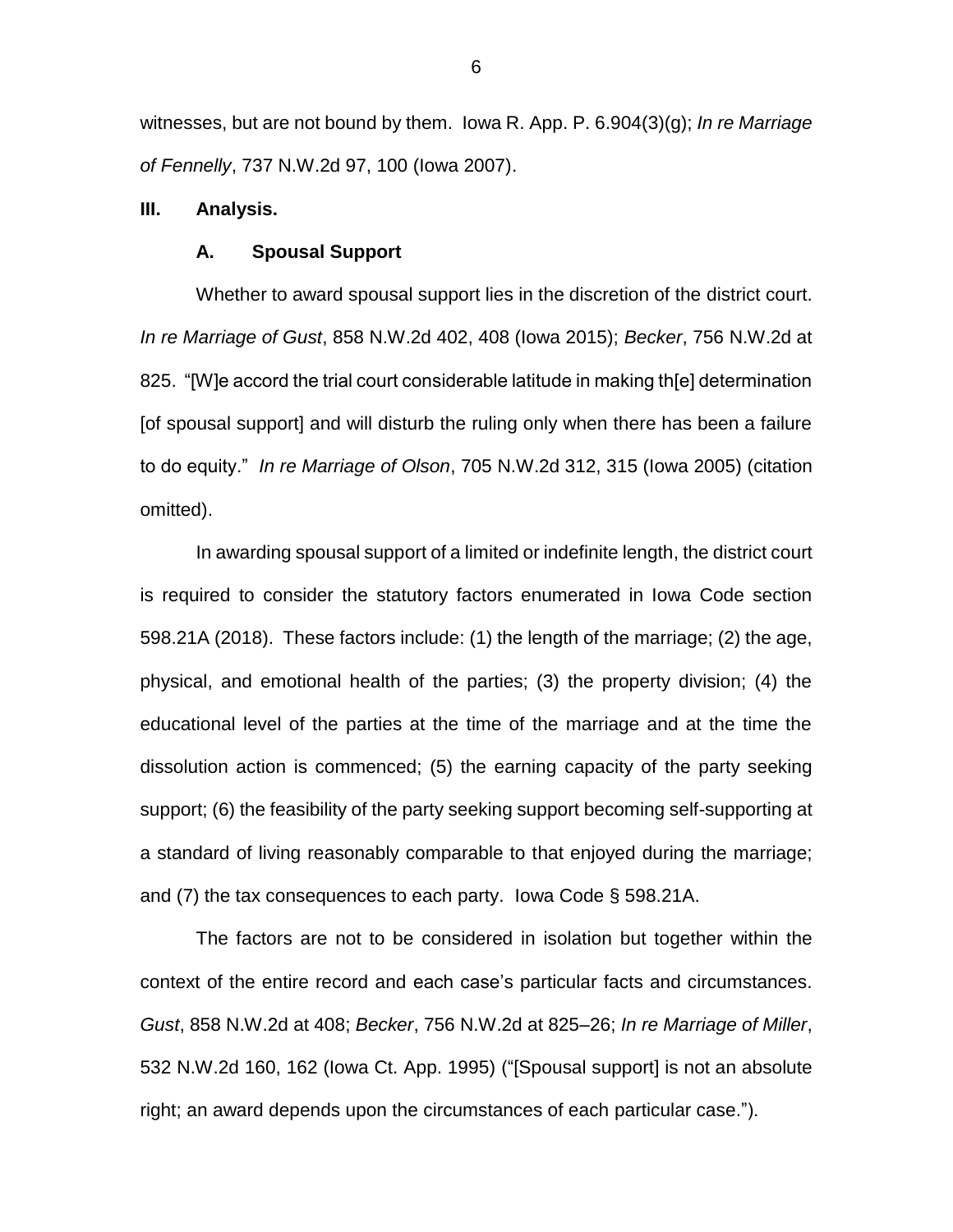witnesses, but are not bound by them. Iowa R. App. P. 6.904(3)(g); *In re Marriage of Fennelly*, 737 N.W.2d 97, 100 (Iowa 2007).

## III. Analysis.

### A. Spousal Support

Whether to award spousal support lies in the discretion of the district court. *In re Marriage of Gust*, 858 N.W.2d 402, 408 (Iowa 2015); *Becker*, 756 N.W.2d at 825. "[W]e accord the trial court considerable latitude in making th[e] determination [of spousal support] and will disturb the ruling only when there has been a failure to do equity." *In re Marriage of Olson*, 705 N.W.2d 312, 315 (Iowa 2005) (citation omitted).

In awarding spousal support of a limited or indefinite length, the district court is required to consider the statutory factors enumerated in Iowa Code section 598.21A (2018). These factors include: (1) the length of the marriage; (2) the age, physical, and emotional health of the parties; (3) the property division; (4) the educational level of the parties at the time of the marriage and at the time the dissolution action is commenced; (5) the earning capacity of the party seeking support; (6) the feasibility of the party seeking support becoming self-supporting at a standard of living reasonably comparable to that enjoyed during the marriage; and (7) the tax consequences to each party. Iowa Code § 598.21A.

The factors are not to be considered in isolation but together within the context of the entire record and each case's particular facts and circumstances. *Gust*, 858 N.W.2d at 408; *Becker*, 756 N.W.2d at 825–26; *In re Marriage of Miller*, 532 N.W.2d 160, 162 (Iowa Ct. App. 1995) ("[Spousal support] is not an absolute right; an award depends upon the circumstances of each particular case.").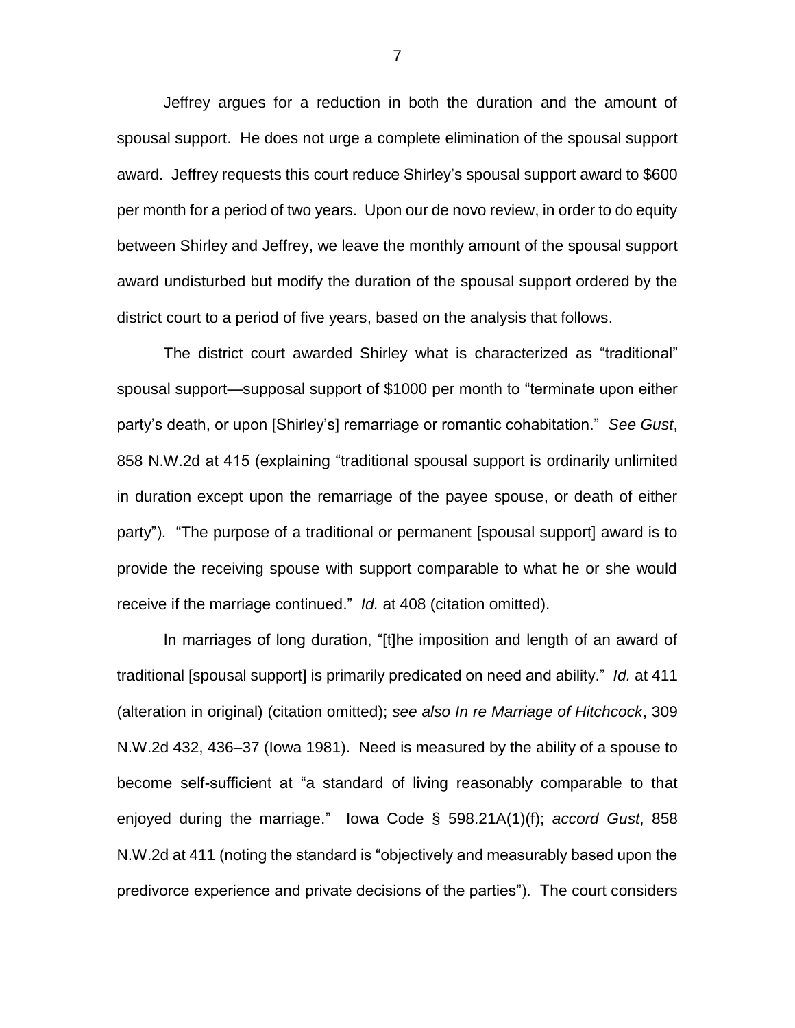Jeffrey argues for a reduction in both the duration and the amount of spousal support. He does not urge a complete elimination of the spousal support award. Jeffrey requests this court reduce Shirley's spousal support award to $600 per month for a period of two years. Upon our de novo review, in order to do equity between Shirley and Jeffrey, we leave the monthly amount of the spousal support award undisturbed but modify the duration of the spousal support ordered by the district court to a period of five years, based on the analysis that follows.

The district court awarded Shirley what is characterized as "traditional" spousal support—supposal support of $1000 per month to "terminate upon either party's death, or upon [Shirley's] remarriage or romantic cohabitation." *See Gust*, 858 N.W.2d at 415 (explaining "traditional spousal support is ordinarily unlimited in duration except upon the remarriage of the payee spouse, or death of either party"). "The purpose of a traditional or permanent [spousal support] award is to provide the receiving spouse with support comparable to what he or she would receive if the marriage continued." *Id.* at 408 (citation omitted).

In marriages of long duration, "[t]he imposition and length of an award of traditional [spousal support] is primarily predicated on need and ability." *Id.* at 411 (alteration in original) (citation omitted); *see also In re Marriage of Hitchcock*, 309 N.W.2d 432, 436–37 (Iowa 1981). Need is measured by the ability of a spouse to become self-sufficient at "a standard of living reasonably comparable to that enjoyed during the marriage." Iowa Code § 598.21A(1)(f); *accord Gust*, 858 N.W.2d at 411 (noting the standard is "objectively and measurably based upon the predivorce experience and private decisions of the parties"). The court considers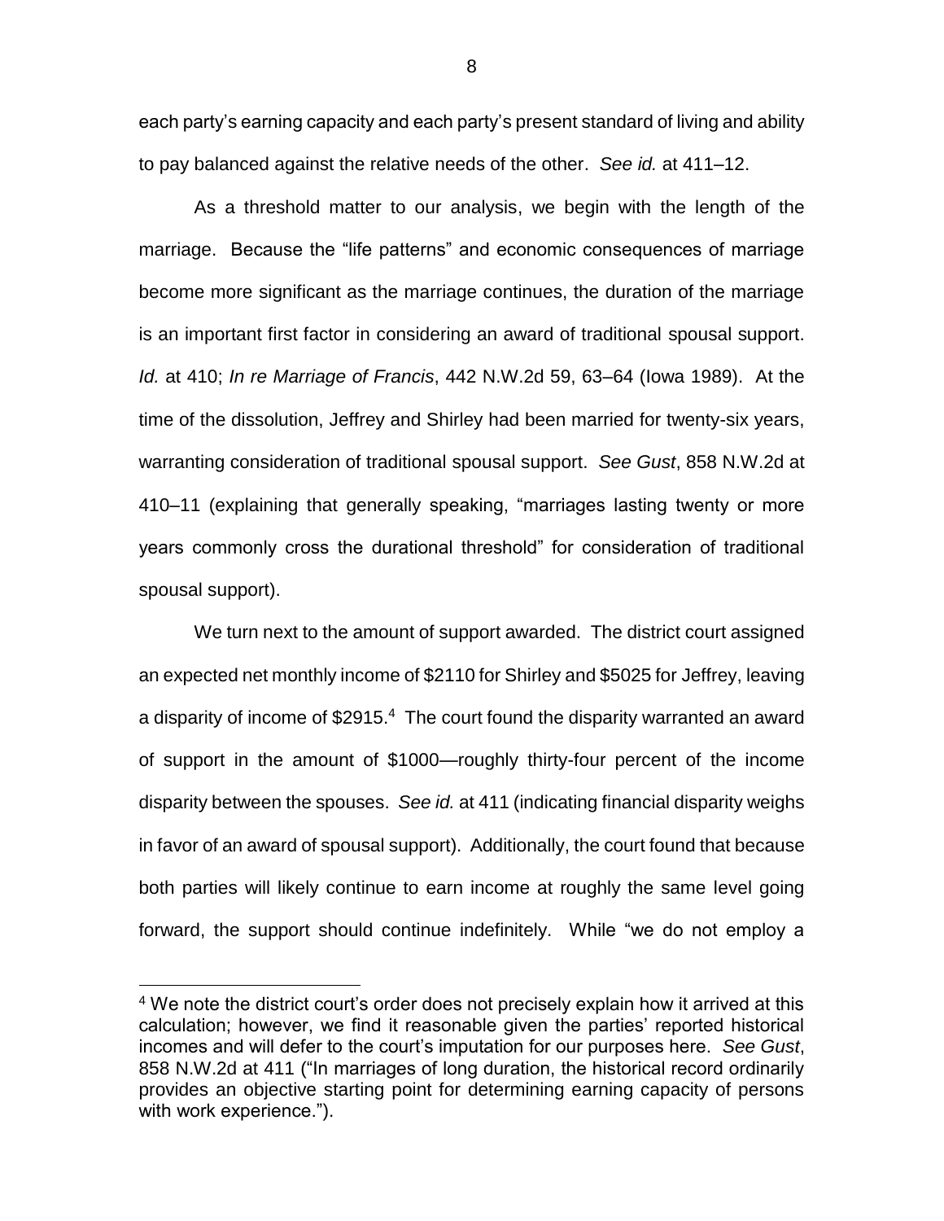each party's earning capacity and each party's present standard of living and ability to pay balanced against the relative needs of the other. *See id.* at 411–12.

As a threshold matter to our analysis, we begin with the length of the marriage. Because the "life patterns" and economic consequences of marriage become more significant as the marriage continues, the duration of the marriage is an important first factor in considering an award of traditional spousal support. *Id.* at 410; *In re Marriage of Francis*, 442 N.W.2d 59, 63–64 (Iowa 1989). At the time of the dissolution, Jeffrey and Shirley had been married for twenty-six years, warranting consideration of traditional spousal support. *See Gust*, 858 N.W.2d at 410–11 (explaining that generally speaking, "marriages lasting twenty or more years commonly cross the durational threshold" for consideration of traditional spousal support).

We turn next to the amount of support awarded. The district court assigned an expected net monthly income of $2110 for Shirley and $5025 for Jeffrey, leaving a disparity of income of $2915.[4] The court found the disparity warranted an award of support in the amount of $1000—roughly thirty-four percent of the income disparity between the spouses. *See id.* at 411 (indicating financial disparity weighs in favor of an award of spousal support). Additionally, the court found that because both parties will likely continue to earn income at roughly the same level going forward, the support should continue indefinitely. While "we do not employ a

---

[4] We note the district court's order does not precisely explain how it arrived at this calculation; however, we find it reasonable given the parties' reported historical incomes and will defer to the court's imputation for our purposes here. *See Gust*, 858 N.W.2d at 411 ("In marriages of long duration, the historical record ordinarily provides an objective starting point for determining earning capacity of persons with work experience.").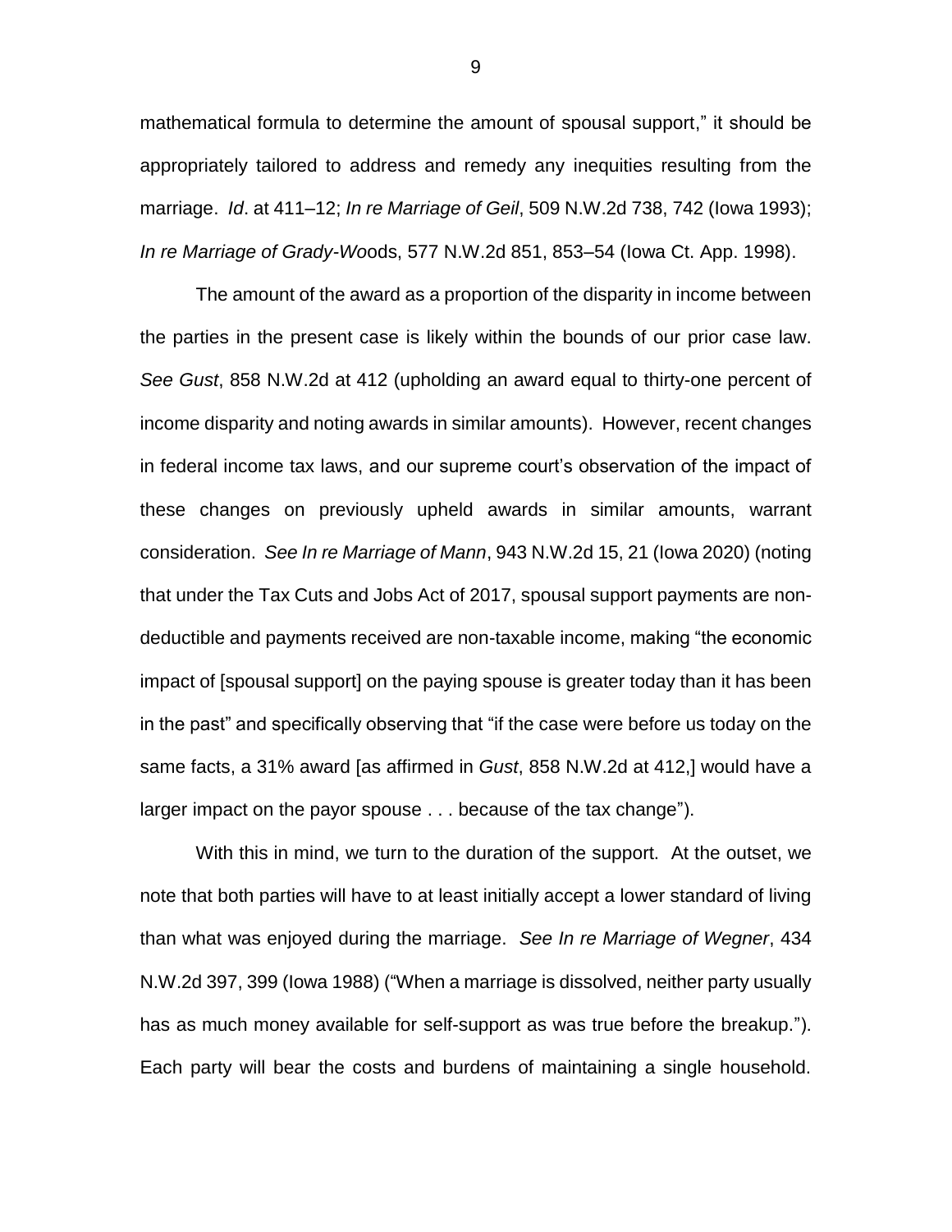mathematical formula to determine the amount of spousal support," it should be appropriately tailored to address and remedy any inequities resulting from the marriage. *Id*. at 411–12; *In re Marriage of Geil*, 509 N.W.2d 738, 742 (Iowa 1993); *In re Marriage of Grady-Woods*, 577 N.W.2d 851, 853–54 (Iowa Ct. App. 1998).

The amount of the award as a proportion of the disparity in income between the parties in the present case is likely within the bounds of our prior case law. *See Gust*, 858 N.W.2d at 412 (upholding an award equal to thirty-one percent of income disparity and noting awards in similar amounts). However, recent changes in federal income tax laws, and our supreme court's observation of the impact of these changes on previously upheld awards in similar amounts, warrant consideration. *See In re Marriage of Mann*, 943 N.W.2d 15, 21 (Iowa 2020) (noting that under the Tax Cuts and Jobs Act of 2017, spousal support payments are non-deductible and payments received are non-taxable income, making "the economic impact of [spousal support] on the paying spouse is greater today than it has been in the past" and specifically observing that "if the case were before us today on the same facts, a 31% award [as affirmed in *Gust*, 858 N.W.2d at 412,] would have a larger impact on the payor spouse . . . because of the tax change").

With this in mind, we turn to the duration of the support. At the outset, we note that both parties will have to at least initially accept a lower standard of living than what was enjoyed during the marriage. *See In re Marriage of Wegner*, 434 N.W.2d 397, 399 (Iowa 1988) ("When a marriage is dissolved, neither party usually has as much money available for self-support as was true before the breakup."). Each party will bear the costs and burdens of maintaining a single household.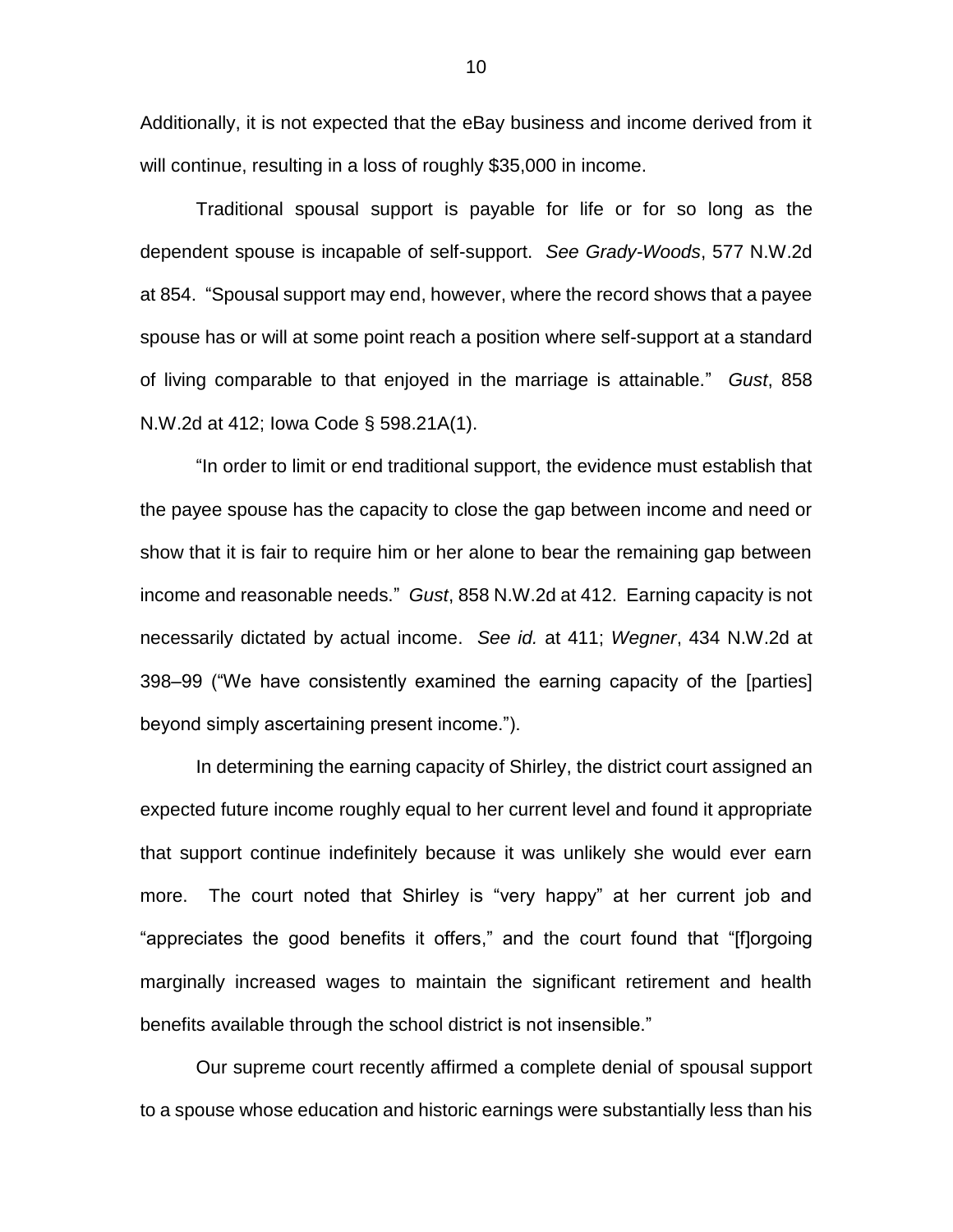Additionally, it is not expected that the eBay business and income derived from it will continue, resulting in a loss of roughly $35,000 in income.

Traditional spousal support is payable for life or for so long as the dependent spouse is incapable of self-support. *See Grady-Woods*, 577 N.W.2d at 854. "Spousal support may end, however, where the record shows that a payee spouse has or will at some point reach a position where self-support at a standard of living comparable to that enjoyed in the marriage is attainable." *Gust*, 858 N.W.2d at 412; Iowa Code § 598.21A(1).

"In order to limit or end traditional support, the evidence must establish that the payee spouse has the capacity to close the gap between income and need or show that it is fair to require him or her alone to bear the remaining gap between income and reasonable needs." *Gust*, 858 N.W.2d at 412. Earning capacity is not necessarily dictated by actual income. *See id.* at 411; *Wegner*, 434 N.W.2d at 398–99 ("We have consistently examined the earning capacity of the [parties] beyond simply ascertaining present income.").

In determining the earning capacity of Shirley, the district court assigned an expected future income roughly equal to her current level and found it appropriate that support continue indefinitely because it was unlikely she would ever earn more. The court noted that Shirley is "very happy" at her current job and "appreciates the good benefits it offers," and the court found that "[f]orgoing marginally increased wages to maintain the significant retirement and health benefits available through the school district is not insensible."

Our supreme court recently affirmed a complete denial of spousal support to a spouse whose education and historic earnings were substantially less than his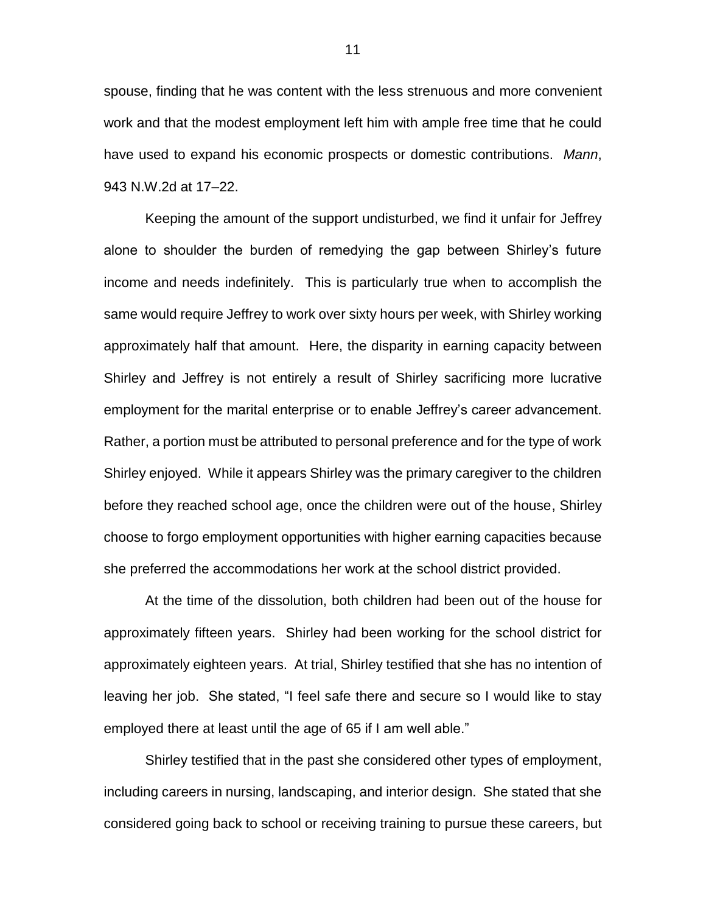spouse, finding that he was content with the less strenuous and more convenient work and that the modest employment left him with ample free time that he could have used to expand his economic prospects or domestic contributions. *Mann*, 943 N.W.2d at 17–22.

Keeping the amount of the support undisturbed, we find it unfair for Jeffrey alone to shoulder the burden of remedying the gap between Shirley's future income and needs indefinitely. This is particularly true when to accomplish the same would require Jeffrey to work over sixty hours per week, with Shirley working approximately half that amount. Here, the disparity in earning capacity between Shirley and Jeffrey is not entirely a result of Shirley sacrificing more lucrative employment for the marital enterprise or to enable Jeffrey's career advancement. Rather, a portion must be attributed to personal preference and for the type of work Shirley enjoyed. While it appears Shirley was the primary caregiver to the children before they reached school age, once the children were out of the house, Shirley choose to forgo employment opportunities with higher earning capacities because she preferred the accommodations her work at the school district provided.

At the time of the dissolution, both children had been out of the house for approximately fifteen years. Shirley had been working for the school district for approximately eighteen years. At trial, Shirley testified that she has no intention of leaving her job. She stated, "I feel safe there and secure so I would like to stay employed there at least until the age of 65 if I am well able."

Shirley testified that in the past she considered other types of employment, including careers in nursing, landscaping, and interior design. She stated that she considered going back to school or receiving training to pursue these careers, but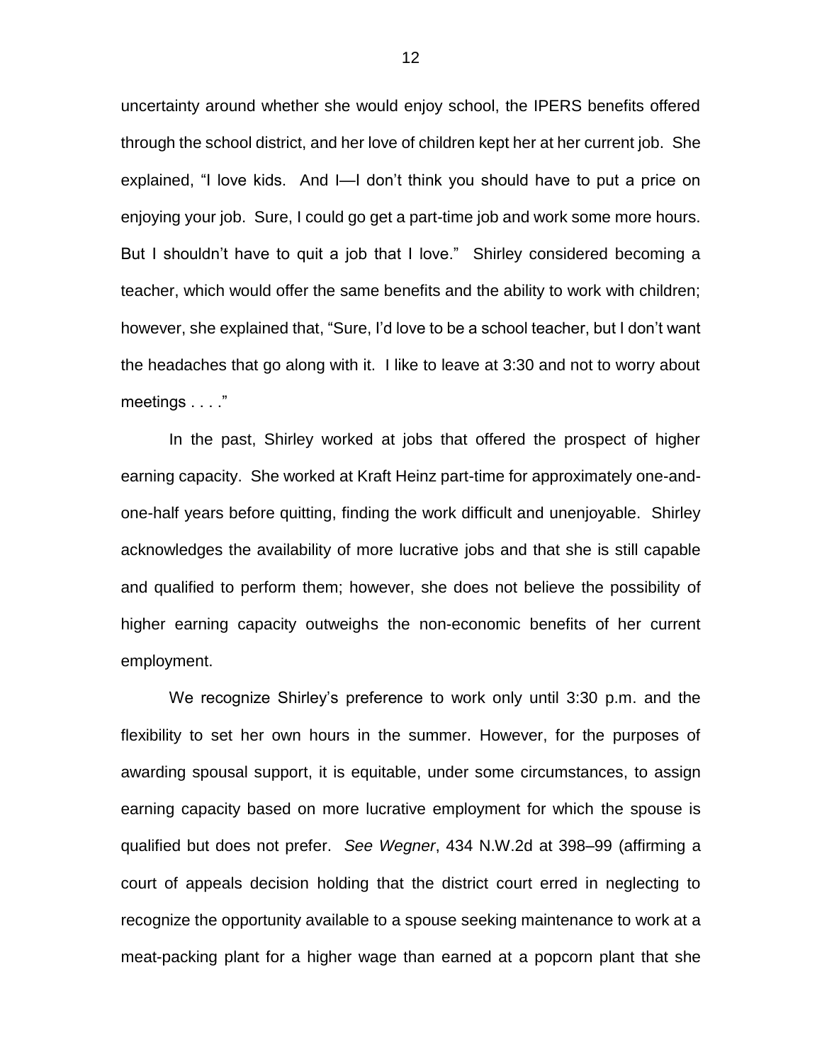uncertainty around whether she would enjoy school, the IPERS benefits offered through the school district, and her love of children kept her at her current job. She explained, "I love kids. And I—I don't think you should have to put a price on enjoying your job. Sure, I could go get a part-time job and work some more hours. But I shouldn't have to quit a job that I love." Shirley considered becoming a teacher, which would offer the same benefits and the ability to work with children; however, she explained that, "Sure, I'd love to be a school teacher, but I don't want the headaches that go along with it. I like to leave at 3:30 and not to worry about meetings . . . ."

In the past, Shirley worked at jobs that offered the prospect of higher earning capacity. She worked at Kraft Heinz part-time for approximately one-and-one-half years before quitting, finding the work difficult and unenjoyable. Shirley acknowledges the availability of more lucrative jobs and that she is still capable and qualified to perform them; however, she does not believe the possibility of higher earning capacity outweighs the non-economic benefits of her current employment.

We recognize Shirley's preference to work only until 3:30 p.m. and the flexibility to set her own hours in the summer. However, for the purposes of awarding spousal support, it is equitable, under some circumstances, to assign earning capacity based on more lucrative employment for which the spouse is qualified but does not prefer. *See Wegner*, 434 N.W.2d at 398–99 (affirming a court of appeals decision holding that the district court erred in neglecting to recognize the opportunity available to a spouse seeking maintenance to work at a meat-packing plant for a higher wage than earned at a popcorn plant that she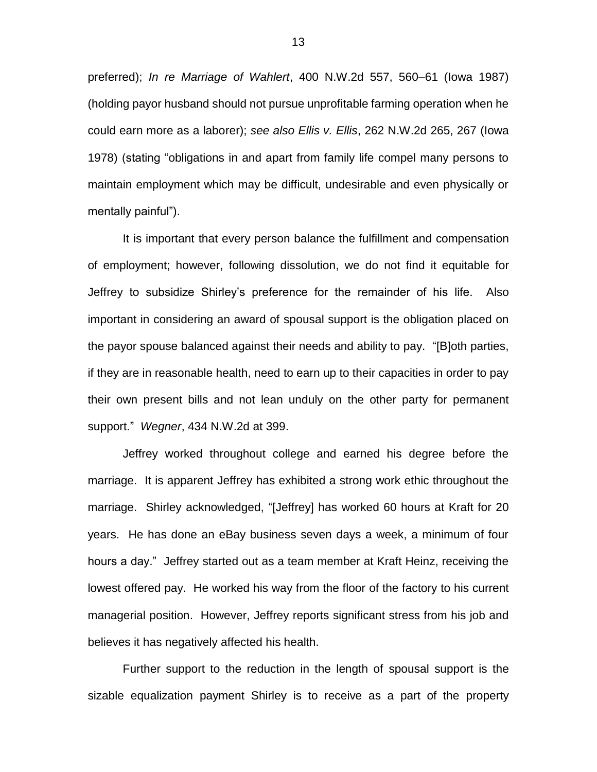preferred); *In re Marriage of Wahlert*, 400 N.W.2d 557, 560–61 (Iowa 1987) (holding payor husband should not pursue unprofitable farming operation when he could earn more as a laborer); *see also Ellis v. Ellis*, 262 N.W.2d 265, 267 (Iowa 1978) (stating "obligations in and apart from family life compel many persons to maintain employment which may be difficult, undesirable and even physically or mentally painful").

It is important that every person balance the fulfillment and compensation of employment; however, following dissolution, we do not find it equitable for Jeffrey to subsidize Shirley's preference for the remainder of his life. Also important in considering an award of spousal support is the obligation placed on the payor spouse balanced against their needs and ability to pay. "[B]oth parties, if they are in reasonable health, need to earn up to their capacities in order to pay their own present bills and not lean unduly on the other party for permanent support." *Wegner*, 434 N.W.2d at 399.

Jeffrey worked throughout college and earned his degree before the marriage. It is apparent Jeffrey has exhibited a strong work ethic throughout the marriage. Shirley acknowledged, "[Jeffrey] has worked 60 hours at Kraft for 20 years. He has done an eBay business seven days a week, a minimum of four hours a day." Jeffrey started out as a team member at Kraft Heinz, receiving the lowest offered pay. He worked his way from the floor of the factory to his current managerial position. However, Jeffrey reports significant stress from his job and believes it has negatively affected his health.

Further support to the reduction in the length of spousal support is the sizable equalization payment Shirley is to receive as a part of the property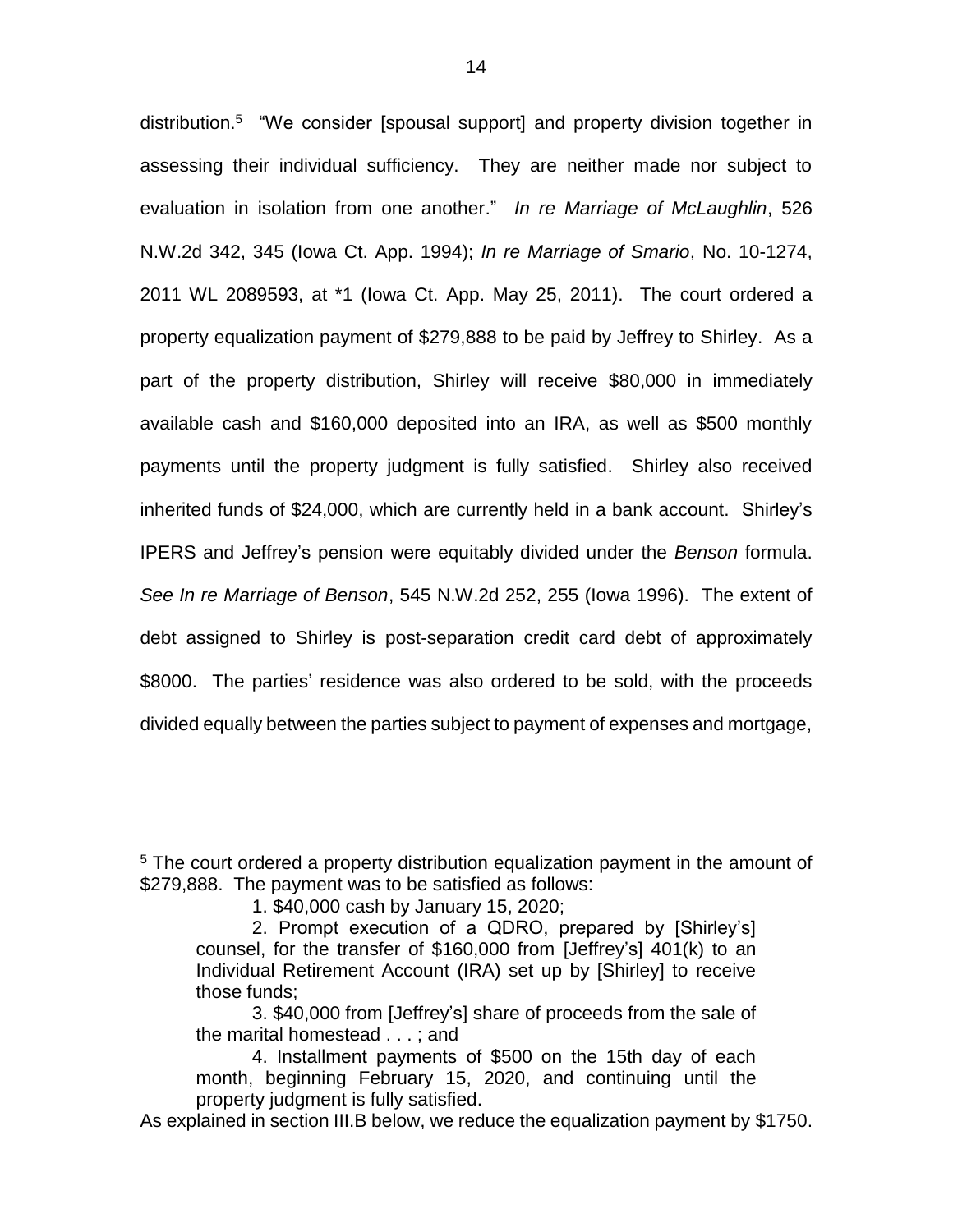distribution.[5] "We consider [spousal support] and property division together in assessing their individual sufficiency. They are neither made nor subject to evaluation in isolation from one another." *In re Marriage of McLaughlin*, 526 N.W.2d 342, 345 (Iowa Ct. App. 1994); *In re Marriage of Smario*, No. 10-1274, 2011 WL 2089593, at *1 (Iowa Ct. App. May 25, 2011). The court ordered a property equalization payment of $279,888 to be paid by Jeffrey to Shirley. As a part of the property distribution, Shirley will receive $80,000 in immediately available cash and $160,000 deposited into an IRA, as well as $500 monthly payments until the property judgment is fully satisfied. Shirley also received inherited funds of $24,000, which are currently held in a bank account. Shirley's IPERS and Jeffrey's pension were equitably divided under the *Benson* formula. *See In re Marriage of Benson*, 545 N.W.2d 252, 255 (Iowa 1996). The extent of debt assigned to Shirley is post-separation credit card debt of approximately $8000. The parties' residence was also ordered to be sold, with the proceeds divided equally between the parties subject to payment of expenses and mortgage,

---

[5] The court ordered a property distribution equalization payment in the amount of $279,888. The payment was to be satisfied as follows:

> 1. $40,000 cash by January 15, 2020;
>
> 2. Prompt execution of a QDRO, prepared by [Shirley's] counsel, for the transfer of $160,000 from [Jeffrey's] 401(k) to an Individual Retirement Account (IRA) set up by [Shirley] to receive those funds;
>
> 3. $40,000 from [Jeffrey's] share of proceeds from the sale of the marital homestead . . . ; and
>
> 4. Installment payments of $500 on the 15th day of each month, beginning February 15, 2020, and continuing until the property judgment is fully satisfied.

As explained in section III.B below, we reduce the equalization payment by $1750.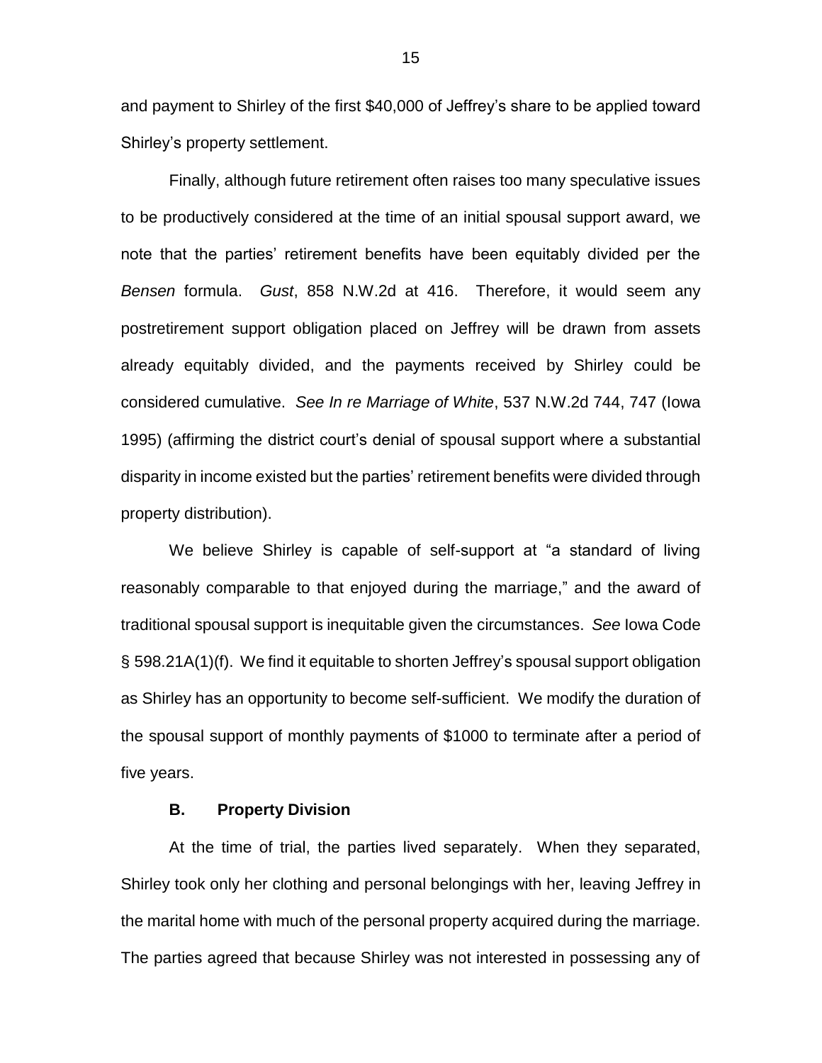and payment to Shirley of the first $40,000 of Jeffrey's share to be applied toward Shirley's property settlement.

Finally, although future retirement often raises too many speculative issues to be productively considered at the time of an initial spousal support award, we note that the parties' retirement benefits have been equitably divided per the *Bensen* formula. *Gust*, 858 N.W.2d at 416. Therefore, it would seem any postretirement support obligation placed on Jeffrey will be drawn from assets already equitably divided, and the payments received by Shirley could be considered cumulative. *See In re Marriage of White*, 537 N.W.2d 744, 747 (Iowa 1995) (affirming the district court's denial of spousal support where a substantial disparity in income existed but the parties' retirement benefits were divided through property distribution).

We believe Shirley is capable of self-support at "a standard of living reasonably comparable to that enjoyed during the marriage," and the award of traditional spousal support is inequitable given the circumstances. *See* Iowa Code § 598.21A(1)(f). We find it equitable to shorten Jeffrey's spousal support obligation as Shirley has an opportunity to become self-sufficient. We modify the duration of the spousal support of monthly payments of $1000 to terminate after a period of five years.

### B. Property Division

At the time of trial, the parties lived separately. When they separated, Shirley took only her clothing and personal belongings with her, leaving Jeffrey in the marital home with much of the personal property acquired during the marriage. The parties agreed that because Shirley was not interested in possessing any of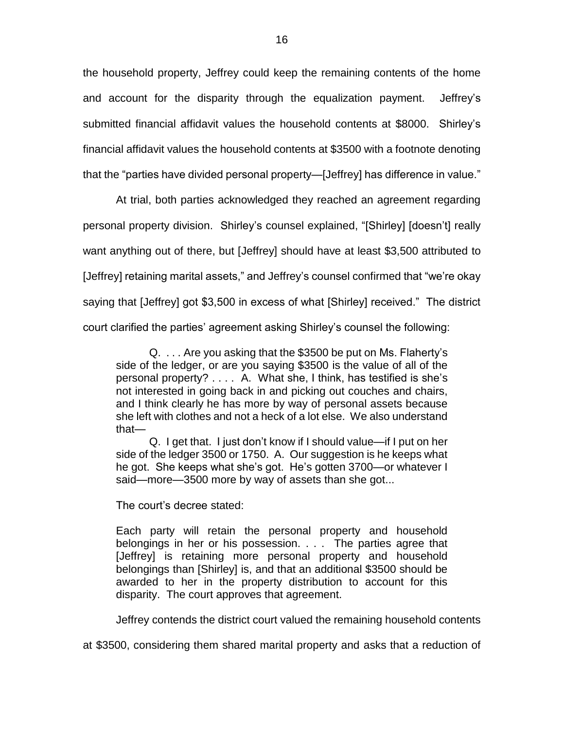the household property, Jeffrey could keep the remaining contents of the home and account for the disparity through the equalization payment. Jeffrey's submitted financial affidavit values the household contents at $8000. Shirley's financial affidavit values the household contents at $3500 with a footnote denoting that the "parties have divided personal property—[Jeffrey] has difference in value."

At trial, both parties acknowledged they reached an agreement regarding personal property division. Shirley's counsel explained, "[Shirley] [doesn't] really want anything out of there, but [Jeffrey] should have at least $3,500 attributed to [Jeffrey] retaining marital assets," and Jeffrey's counsel confirmed that "we're okay saying that [Jeffrey] got $3,500 in excess of what [Shirley] received." The district court clarified the parties' agreement asking Shirley's counsel the following:

> Q. . . . Are you asking that the $3500 be put on Ms. Flaherty's side of the ledger, or are you saying $3500 is the value of all of the personal property? . . . . A. What she, I think, has testified is she's not interested in going back in and picking out couches and chairs, and I think clearly he has more by way of personal assets because she left with clothes and not a heck of a lot else. We also understand that—
>
> Q. I get that. I just don't know if I should value—if I put on her side of the ledger 3500 or 1750. A. Our suggestion is he keeps what he got. She keeps what she's got. He's gotten 3700—or whatever I said—more—3500 more by way of assets than she got...

The court's decree stated:

> Each party will retain the personal property and household belongings in her or his possession. . . . The parties agree that [Jeffrey] is retaining more personal property and household belongings than [Shirley] is, and that an additional $3500 should be awarded to her in the property distribution to account for this disparity. The court approves that agreement.

Jeffrey contends the district court valued the remaining household contents at $3500, considering them shared marital property and asks that a reduction of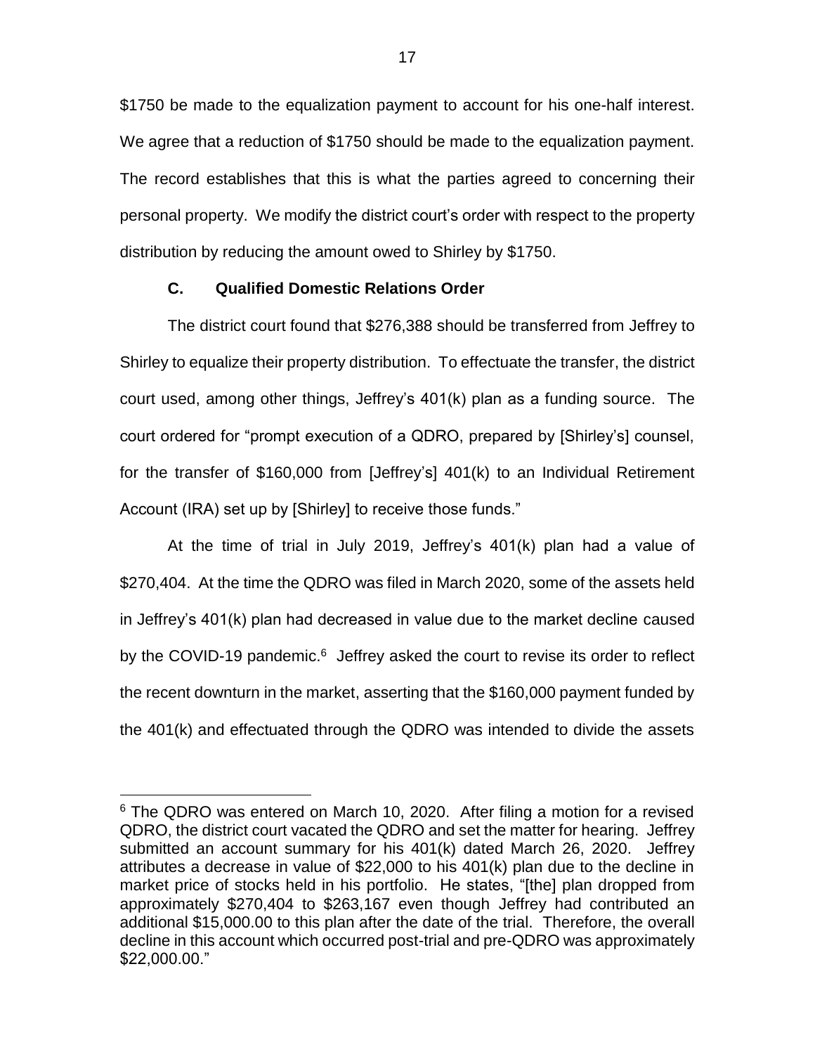$1750 be made to the equalization payment to account for his one-half interest. We agree that a reduction of $1750 should be made to the equalization payment. The record establishes that this is what the parties agreed to concerning their personal property. We modify the district court's order with respect to the property distribution by reducing the amount owed to Shirley by $1750.

### C. Qualified Domestic Relations Order

The district court found that $276,388 should be transferred from Jeffrey to Shirley to equalize their property distribution. To effectuate the transfer, the district court used, among other things, Jeffrey's 401(k) plan as a funding source. The court ordered for "prompt execution of a QDRO, prepared by [Shirley's] counsel, for the transfer of $160,000 from [Jeffrey's] 401(k) to an Individual Retirement Account (IRA) set up by [Shirley] to receive those funds."

At the time of trial in July 2019, Jeffrey's 401(k) plan had a value of $270,404. At the time the QDRO was filed in March 2020, some of the assets held in Jeffrey's 401(k) plan had decreased in value due to the market decline caused by the COVID-19 pandemic.[6] Jeffrey asked the court to revise its order to reflect the recent downturn in the market, asserting that the $160,000 payment funded by the 401(k) and effectuated through the QDRO was intended to divide the assets

---

[6] The QDRO was entered on March 10, 2020. After filing a motion for a revised QDRO, the district court vacated the QDRO and set the matter for hearing. Jeffrey submitted an account summary for his 401(k) dated March 26, 2020. Jeffrey attributes a decrease in value of $22,000 to his 401(k) plan due to the decline in market price of stocks held in his portfolio. He states, "[the] plan dropped from approximately $270,404 to $263,167 even though Jeffrey had contributed an additional $15,000.00 to this plan after the date of the trial. Therefore, the overall decline in this account which occurred post-trial and pre-QDRO was approximately $22,000.00."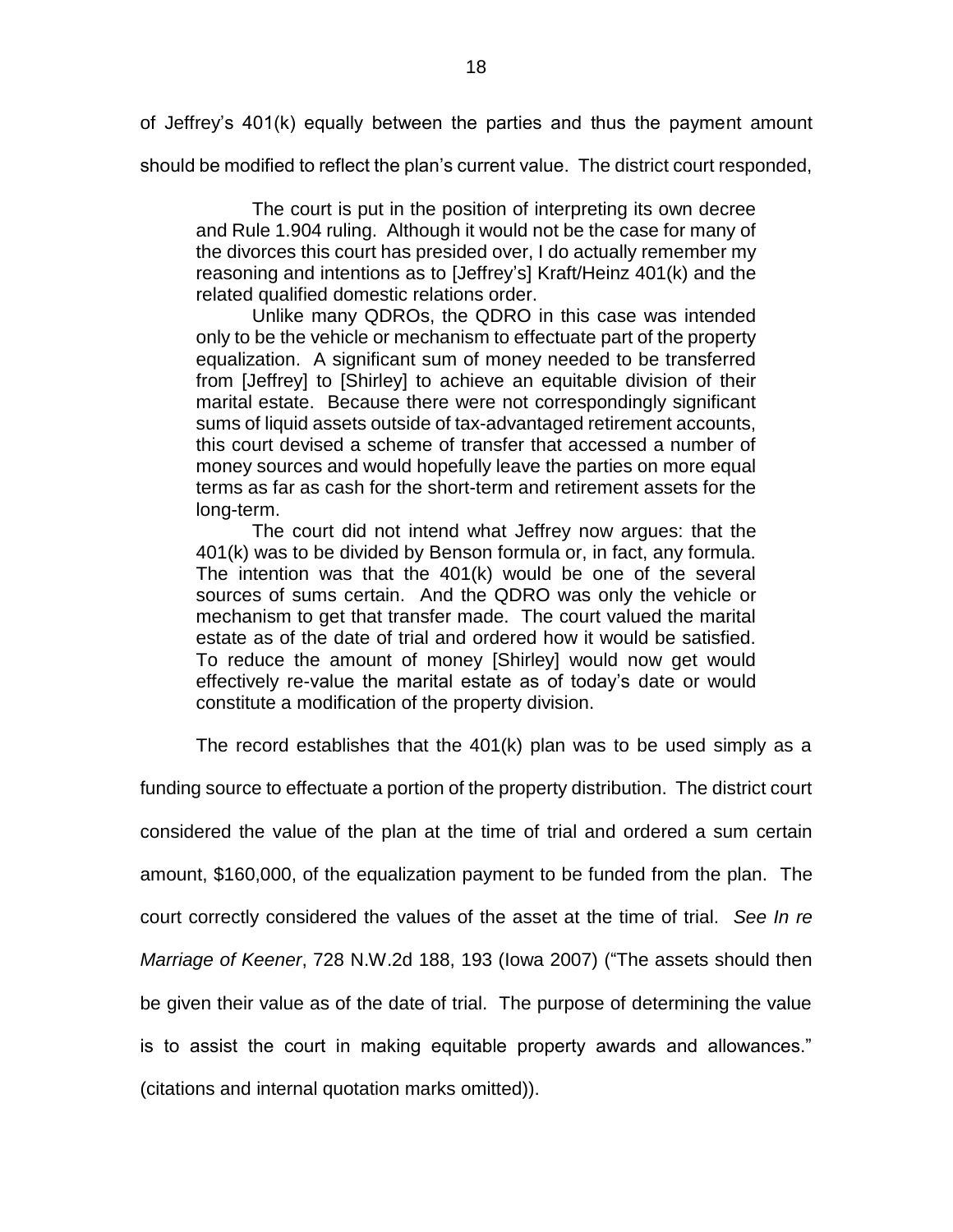of Jeffrey's 401(k) equally between the parties and thus the payment amount should be modified to reflect the plan's current value. The district court responded,

> The court is put in the position of interpreting its own decree and Rule 1.904 ruling. Although it would not be the case for many of the divorces this court has presided over, I do actually remember my reasoning and intentions as to [Jeffrey's] Kraft/Heinz 401(k) and the related qualified domestic relations order.
>
> Unlike many QDROs, the QDRO in this case was intended only to be the vehicle or mechanism to effectuate part of the property equalization. A significant sum of money needed to be transferred from [Jeffrey] to [Shirley] to achieve an equitable division of their marital estate. Because there were not correspondingly significant sums of liquid assets outside of tax-advantaged retirement accounts, this court devised a scheme of transfer that accessed a number of money sources and would hopefully leave the parties on more equal terms as far as cash for the short-term and retirement assets for the long-term.
>
> The court did not intend what Jeffrey now argues: that the 401(k) was to be divided by Benson formula or, in fact, any formula. The intention was that the 401(k) would be one of the several sources of sums certain. And the QDRO was only the vehicle or mechanism to get that transfer made. The court valued the marital estate as of the date of trial and ordered how it would be satisfied. To reduce the amount of money [Shirley] would now get would effectively re-value the marital estate as of today's date or would constitute a modification of the property division.

The record establishes that the 401(k) plan was to be used simply as a funding source to effectuate a portion of the property distribution. The district court considered the value of the plan at the time of trial and ordered a sum certain amount, $160,000, of the equalization payment to be funded from the plan. The court correctly considered the values of the asset at the time of trial. *See In re Marriage of Keener*, 728 N.W.2d 188, 193 (Iowa 2007) ("The assets should then be given their value as of the date of trial. The purpose of determining the value is to assist the court in making equitable property awards and allowances." (citations and internal quotation marks omitted)).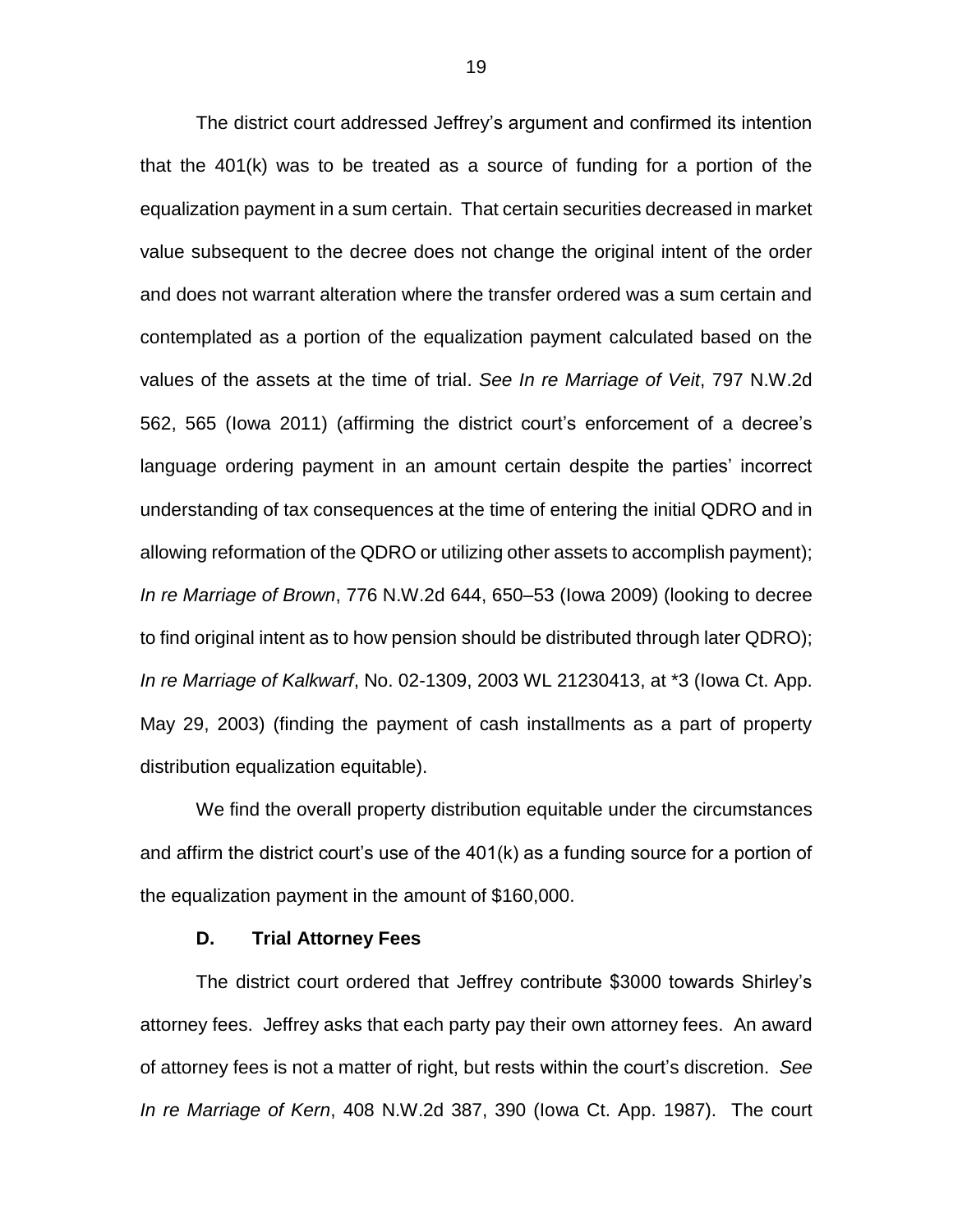The district court addressed Jeffrey's argument and confirmed its intention that the 401(k) was to be treated as a source of funding for a portion of the equalization payment in a sum certain. That certain securities decreased in market value subsequent to the decree does not change the original intent of the order and does not warrant alteration where the transfer ordered was a sum certain and contemplated as a portion of the equalization payment calculated based on the values of the assets at the time of trial. *See In re Marriage of Veit*, 797 N.W.2d 562, 565 (Iowa 2011) (affirming the district court's enforcement of a decree's language ordering payment in an amount certain despite the parties' incorrect understanding of tax consequences at the time of entering the initial QDRO and in allowing reformation of the QDRO or utilizing other assets to accomplish payment); *In re Marriage of Brown*, 776 N.W.2d 644, 650–53 (Iowa 2009) (looking to decree to find original intent as to how pension should be distributed through later QDRO); *In re Marriage of Kalkwarf*, No. 02-1309, 2003 WL 21230413, at *3 (Iowa Ct. App. May 29, 2003) (finding the payment of cash installments as a part of property distribution equalization equitable).

We find the overall property distribution equitable under the circumstances and affirm the district court's use of the 401(k) as a funding source for a portion of the equalization payment in the amount of $160,000.

### D. Trial Attorney Fees

The district court ordered that Jeffrey contribute $3000 towards Shirley's attorney fees. Jeffrey asks that each party pay their own attorney fees. An award of attorney fees is not a matter of right, but rests within the court's discretion. *See In re Marriage of Kern*, 408 N.W.2d 387, 390 (Iowa Ct. App. 1987). The court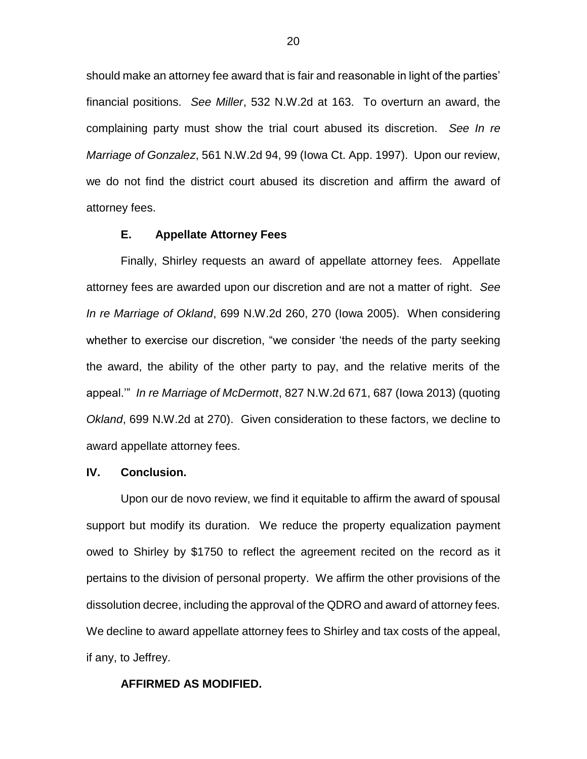should make an attorney fee award that is fair and reasonable in light of the parties' financial positions. *See Miller*, 532 N.W.2d at 163. To overturn an award, the complaining party must show the trial court abused its discretion. *See In re Marriage of Gonzalez*, 561 N.W.2d 94, 99 (Iowa Ct. App. 1997). Upon our review, we do not find the district court abused its discretion and affirm the award of attorney fees.

### E. Appellate Attorney Fees

Finally, Shirley requests an award of appellate attorney fees. Appellate attorney fees are awarded upon our discretion and are not a matter of right. *See In re Marriage of Okland*, 699 N.W.2d 260, 270 (Iowa 2005). When considering whether to exercise our discretion, "we consider 'the needs of the party seeking the award, the ability of the other party to pay, and the relative merits of the appeal.'" *In re Marriage of McDermott*, 827 N.W.2d 671, 687 (Iowa 2013) (quoting *Okland*, 699 N.W.2d at 270). Given consideration to these factors, we decline to award appellate attorney fees.

## IV. Conclusion.

Upon our de novo review, we find it equitable to affirm the award of spousal support but modify its duration. We reduce the property equalization payment owed to Shirley by $1750 to reflect the agreement recited on the record as it pertains to the division of personal property. We affirm the other provisions of the dissolution decree, including the approval of the QDRO and award of attorney fees. We decline to award appellate attorney fees to Shirley and tax costs of the appeal, if any, to Jeffrey.

**AFFIRMED AS MODIFIED.**